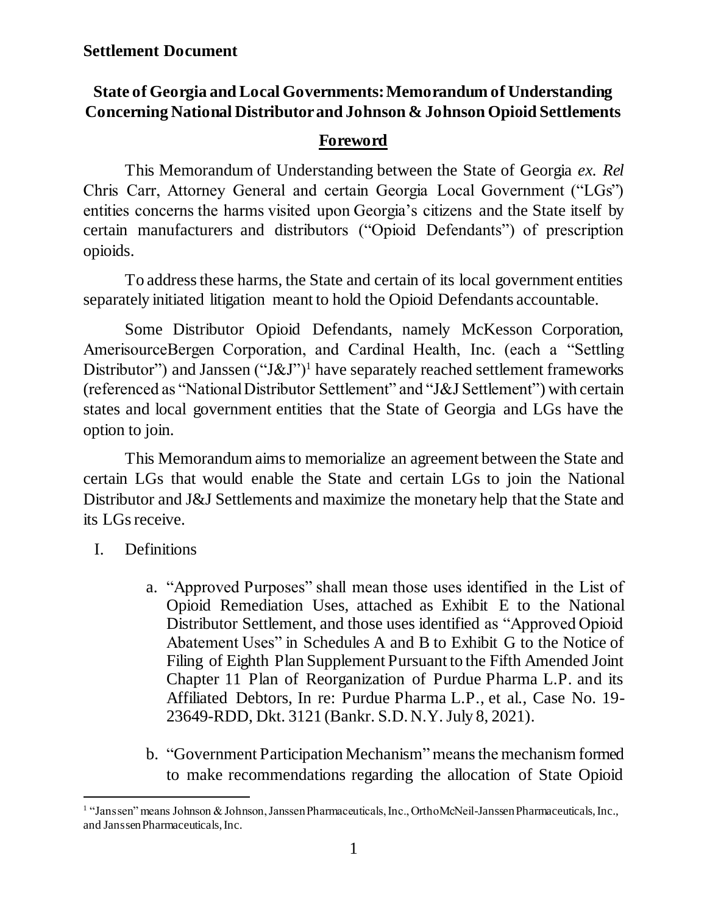**Settlement Document**

## State of Georgia and Local Governments: Memorandum of Understanding Concerning National Distributor and Johnson & Johnson Opioid Settlements

### Foreword

This Memorandum of Understanding between the State of Georgia *ex. Rel* Chris Carr, Attorney General and certain Georgia Local Government ("LGs") entities concerns the harms visited upon Georgia's citizens and the State itself by certain manufacturers and distributors ("Opioid Defendants") of prescription opioids.

To address these harms, the State and certain of its local government entities separately initiated litigation meant to hold the Opioid Defendants accountable.

Some Distributor Opioid Defendants, namely McKesson Corporation, AmerisourceBergen Corporation, and Cardinal Health, Inc. (each a "Settling Distributor") and Janssen ("J&J")[1] have separately reached settlement frameworks (referenced as "National Distributor Settlement" and "J&J Settlement") with certain states and local government entities that the State of Georgia and LGs have the option to join.

This Memorandum aims to memorialize an agreement between the State and certain LGs that would enable the State and certain LGs to join the National Distributor and J&J Settlements and maximize the monetary help that the State and its LGs receive.

I. Definitions

a. "Approved Purposes" shall mean those uses identified in the List of Opioid Remediation Uses, attached as Exhibit E to the National Distributor Settlement, and those uses identified as "Approved Opioid Abatement Uses" in Schedules A and B to Exhibit G to the Notice of Filing of Eighth Plan Supplement Pursuant to the Fifth Amended Joint Chapter 11 Plan of Reorganization of Purdue Pharma L.P. and its Affiliated Debtors, In re: Purdue Pharma L.P., et al., Case No. 19-23649-RDD, Dkt. 3121 (Bankr. S.D. N.Y. July 8, 2021).

b. "Government Participation Mechanism" means the mechanism formed to make recommendations regarding the allocation of State Opioid

[1] "Janssen" means Johnson & Johnson, Janssen Pharmaceuticals, Inc., OrthoMcNeil-Janssen Pharmaceuticals, Inc., and Janssen Pharmaceuticals, Inc.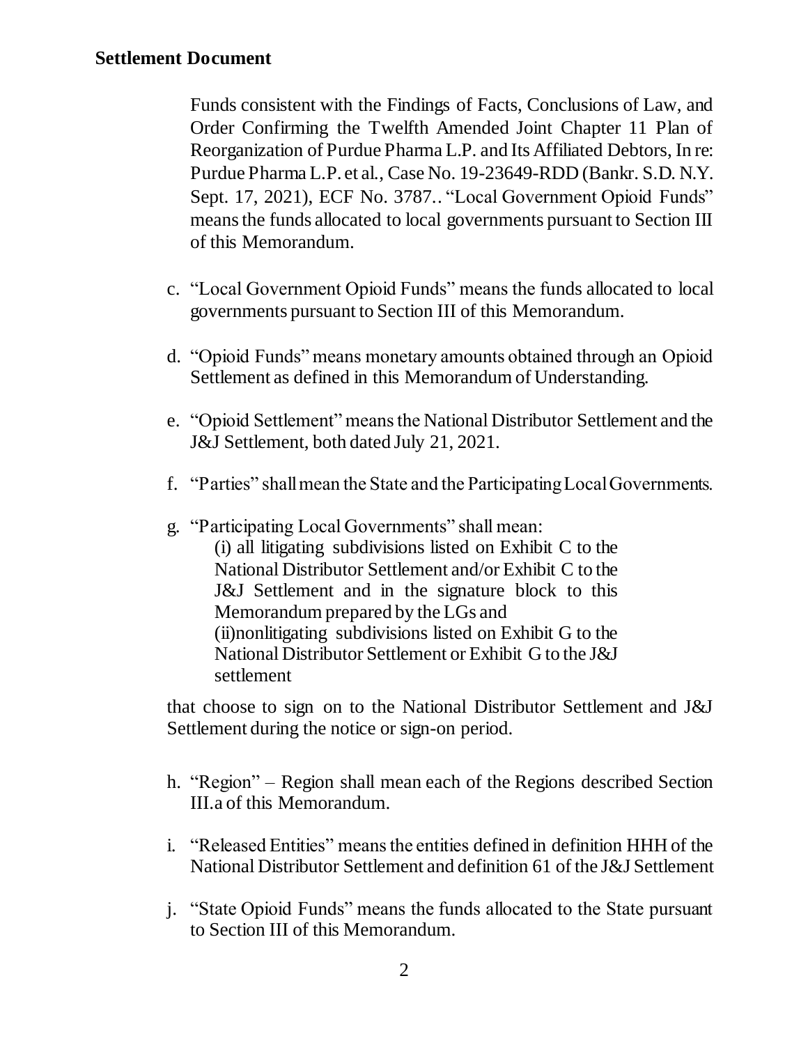**Settlement Document**

Funds consistent with the Findings of Facts, Conclusions of Law, and Order Confirming the Twelfth Amended Joint Chapter 11 Plan of Reorganization of Purdue Pharma L.P. and Its Affiliated Debtors, In re: Purdue Pharma L.P. et al., Case No. 19-23649-RDD (Bankr. S.D. N.Y. Sept. 17, 2021), ECF No. 3787.. "Local Government Opioid Funds" means the funds allocated to local governments pursuant to Section III of this Memorandum.

c. "Local Government Opioid Funds" means the funds allocated to local governments pursuant to Section III of this Memorandum.

d. "Opioid Funds" means monetary amounts obtained through an Opioid Settlement as defined in this Memorandum of Understanding.

e. "Opioid Settlement" means the National Distributor Settlement and the J&J Settlement, both dated July 21, 2021.

f. "Parties" shall mean the State and the Participating Local Governments.

g. "Participating Local Governments" shall mean:
   (i) all litigating subdivisions listed on Exhibit C to the National Distributor Settlement and/or Exhibit C to the J&J Settlement and in the signature block to this Memorandum prepared by the LGs and
   (ii)nonlitigating subdivisions listed on Exhibit G to the National Distributor Settlement or Exhibit G to the J&J settlement

that choose to sign on to the National Distributor Settlement and J&J Settlement during the notice or sign-on period.

h. "Region" – Region shall mean each of the Regions described Section III.a of this Memorandum.

i. "Released Entities" means the entities defined in definition HHH of the National Distributor Settlement and definition 61 of the J&J Settlement

j. "State Opioid Funds" means the funds allocated to the State pursuant to Section III of this Memorandum.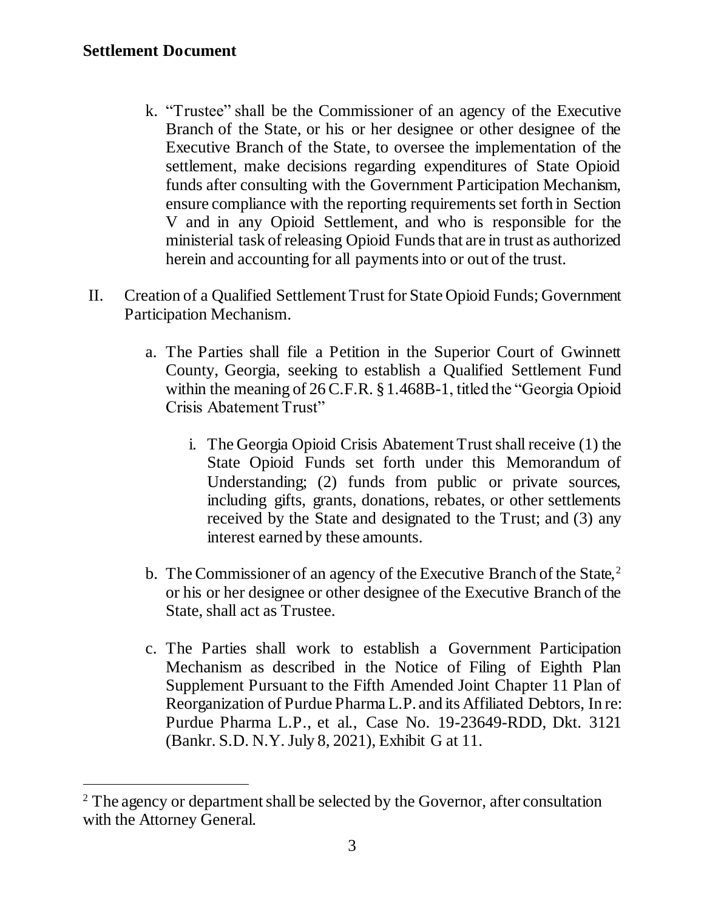k. "Trustee" shall be the Commissioner of an agency of the Executive Branch of the State, or his or her designee or other designee of the Executive Branch of the State, to oversee the implementation of the settlement, make decisions regarding expenditures of State Opioid funds after consulting with the Government Participation Mechanism, ensure compliance with the reporting requirements set forth in Section V and in any Opioid Settlement, and who is responsible for the ministerial task of releasing Opioid Funds that are in trust as authorized herein and accounting for all payments into or out of the trust.

II. Creation of a Qualified Settlement Trust for State Opioid Funds; Government Participation Mechanism.

a. The Parties shall file a Petition in the Superior Court of Gwinnett County, Georgia, seeking to establish a Qualified Settlement Fund within the meaning of 26 C.F.R. § 1.468B-1, titled the "Georgia Opioid Crisis Abatement Trust"

i. The Georgia Opioid Crisis Abatement Trust shall receive (1) the State Opioid Funds set forth under this Memorandum of Understanding; (2) funds from public or private sources, including gifts, grants, donations, rebates, or other settlements received by the State and designated to the Trust; and (3) any interest earned by these amounts.

b. The Commissioner of an agency of the Executive Branch of the State,[2] or his or her designee or other designee of the Executive Branch of the State, shall act as Trustee.

c. The Parties shall work to establish a Government Participation Mechanism as described in the Notice of Filing of Eighth Plan Supplement Pursuant to the Fifth Amended Joint Chapter 11 Plan of Reorganization of Purdue Pharma L.P. and its Affiliated Debtors, In re: Purdue Pharma L.P., et al., Case No. 19-23649-RDD, Dkt. 3121 (Bankr. S.D. N.Y. July 8, 2021), Exhibit G at 11.

[2] The agency or department shall be selected by the Governor, after consultation with the Attorney General.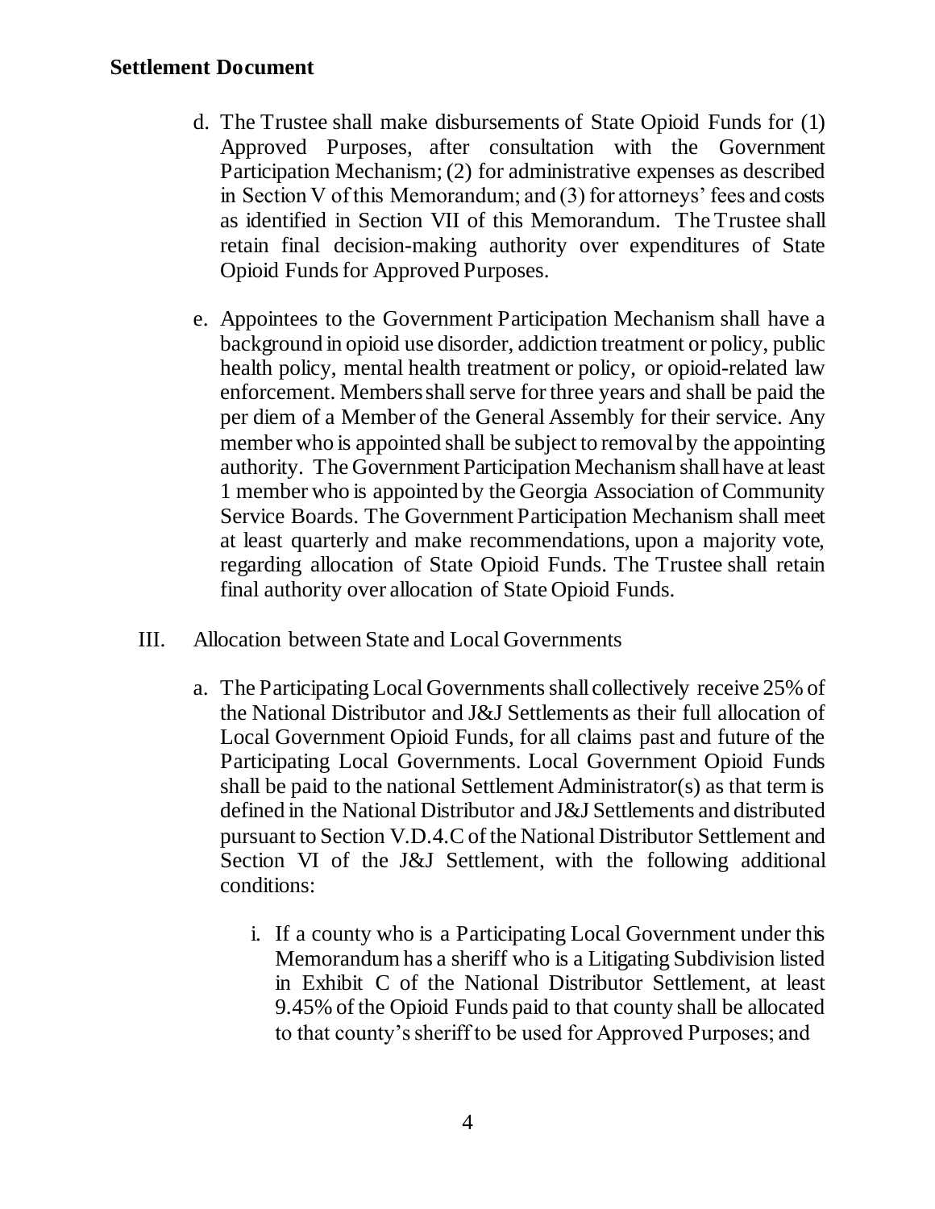d. The Trustee shall make disbursements of State Opioid Funds for (1) Approved Purposes, after consultation with the Government Participation Mechanism; (2) for administrative expenses as described in Section V of this Memorandum; and (3) for attorneys' fees and costs as identified in Section VII of this Memorandum. The Trustee shall retain final decision-making authority over expenditures of State Opioid Funds for Approved Purposes.

e. Appointees to the Government Participation Mechanism shall have a background in opioid use disorder, addiction treatment or policy, public health policy, mental health treatment or policy, or opioid-related law enforcement. Members shall serve for three years and shall be paid the per diem of a Member of the General Assembly for their service. Any member who is appointed shall be subject to removal by the appointing authority. The Government Participation Mechanism shall have at least 1 member who is appointed by the Georgia Association of Community Service Boards. The Government Participation Mechanism shall meet at least quarterly and make recommendations, upon a majority vote, regarding allocation of State Opioid Funds. The Trustee shall retain final authority over allocation of State Opioid Funds.

III. Allocation between State and Local Governments

a. The Participating Local Governments shall collectively receive 25% of the National Distributor and J&J Settlements as their full allocation of Local Government Opioid Funds, for all claims past and future of the Participating Local Governments. Local Government Opioid Funds shall be paid to the national Settlement Administrator(s) as that term is defined in the National Distributor and J&J Settlements and distributed pursuant to Section V.D.4.C of the National Distributor Settlement and Section VI of the J&J Settlement, with the following additional conditions:

   i. If a county who is a Participating Local Government under this Memorandum has a sheriff who is a Litigating Subdivision listed in Exhibit C of the National Distributor Settlement, at least 9.45% of the Opioid Funds paid to that county shall be allocated to that county's sheriff to be used for Approved Purposes; and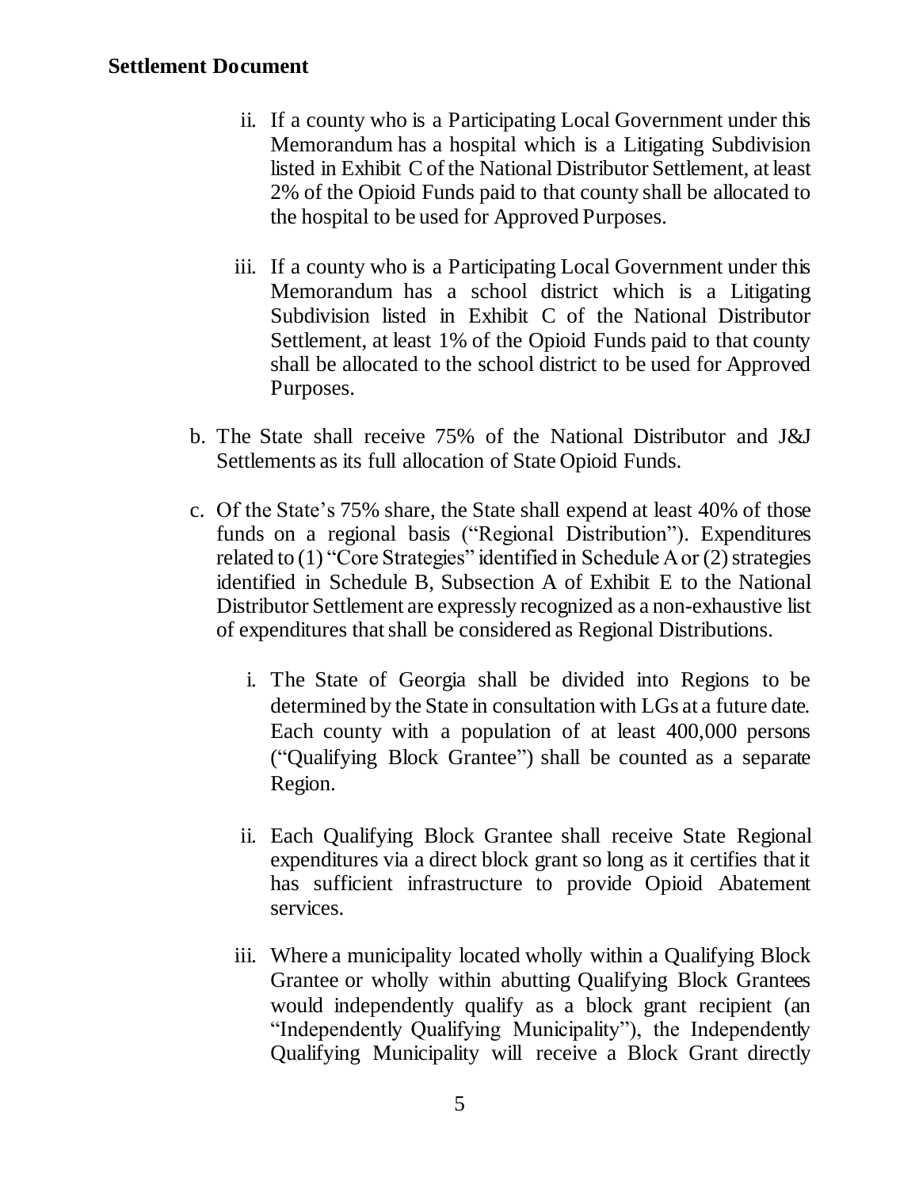ii. If a county who is a Participating Local Government under this Memorandum has a hospital which is a Litigating Subdivision listed in Exhibit C of the National Distributor Settlement, at least 2% of the Opioid Funds paid to that county shall be allocated to the hospital to be used for Approved Purposes.

iii. If a county who is a Participating Local Government under this Memorandum has a school district which is a Litigating Subdivision listed in Exhibit C of the National Distributor Settlement, at least 1% of the Opioid Funds paid to that county shall be allocated to the school district to be used for Approved Purposes.

b. The State shall receive 75% of the National Distributor and J&J Settlements as its full allocation of State Opioid Funds.

c. Of the State's 75% share, the State shall expend at least 40% of those funds on a regional basis ("Regional Distribution"). Expenditures related to (1) "Core Strategies" identified in Schedule A or (2) strategies identified in Schedule B, Subsection A of Exhibit E to the National Distributor Settlement are expressly recognized as a non-exhaustive list of expenditures that shall be considered as Regional Distributions.

i. The State of Georgia shall be divided into Regions to be determined by the State in consultation with LGs at a future date. Each county with a population of at least 400,000 persons ("Qualifying Block Grantee") shall be counted as a separate Region.

ii. Each Qualifying Block Grantee shall receive State Regional expenditures via a direct block grant so long as it certifies that it has sufficient infrastructure to provide Opioid Abatement services.

iii. Where a municipality located wholly within a Qualifying Block Grantee or wholly within abutting Qualifying Block Grantees would independently qualify as a block grant recipient (an "Independently Qualifying Municipality"), the Independently Qualifying Municipality will receive a Block Grant directly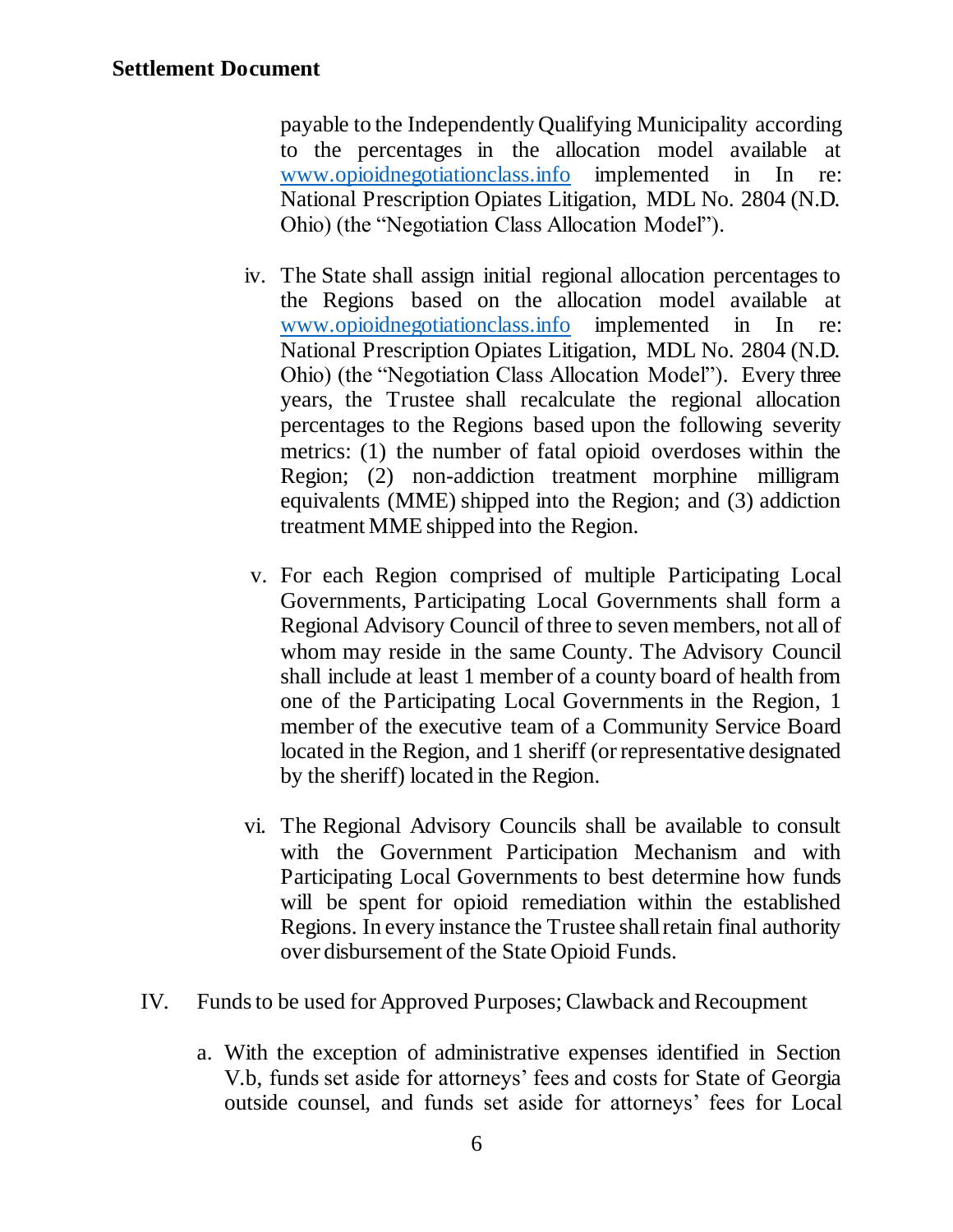payable to the Independently Qualifying Municipality according to the percentages in the allocation model available at [www.opioidnegotiationclass.info](http://www.opioidnegotiationclass.info) implemented in In re: National Prescription Opiates Litigation, MDL No. 2804 (N.D. Ohio) (the "Negotiation Class Allocation Model").

iv. The State shall assign initial regional allocation percentages to the Regions based on the allocation model available at [www.opioidnegotiationclass.info](http://www.opioidnegotiationclass.info) implemented in In re: National Prescription Opiates Litigation, MDL No. 2804 (N.D. Ohio) (the "Negotiation Class Allocation Model"). Every three years, the Trustee shall recalculate the regional allocation percentages to the Regions based upon the following severity metrics: (1) the number of fatal opioid overdoses within the Region; (2) non-addiction treatment morphine milligram equivalents (MME) shipped into the Region; and (3) addiction treatment MME shipped into the Region.

v. For each Region comprised of multiple Participating Local Governments, Participating Local Governments shall form a Regional Advisory Council of three to seven members, not all of whom may reside in the same County. The Advisory Council shall include at least 1 member of a county board of health from one of the Participating Local Governments in the Region, 1 member of the executive team of a Community Service Board located in the Region, and 1 sheriff (or representative designated by the sheriff) located in the Region.

vi. The Regional Advisory Councils shall be available to consult with the Government Participation Mechanism and with Participating Local Governments to best determine how funds will be spent for opioid remediation within the established Regions. In every instance the Trustee shall retain final authority over disbursement of the State Opioid Funds.

IV. Funds to be used for Approved Purposes; Clawback and Recoupment

a. With the exception of administrative expenses identified in Section V.b, funds set aside for attorneys' fees and costs for State of Georgia outside counsel, and funds set aside for attorneys' fees for Local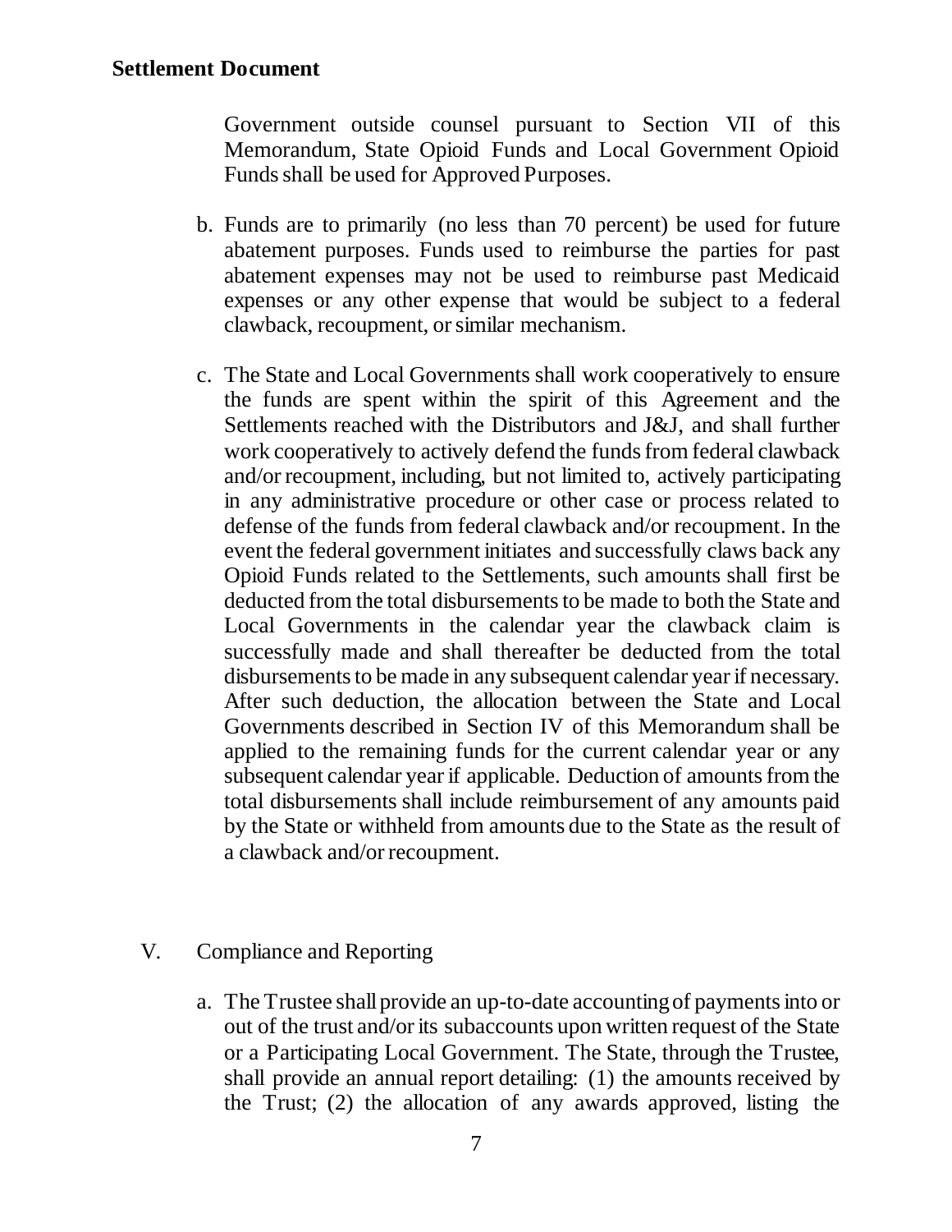Government outside counsel pursuant to Section VII of this Memorandum, State Opioid Funds and Local Government Opioid Funds shall be used for Approved Purposes.

b. Funds are to primarily (no less than 70 percent) be used for future abatement purposes. Funds used to reimburse the parties for past abatement expenses may not be used to reimburse past Medicaid expenses or any other expense that would be subject to a federal clawback, recoupment, or similar mechanism.

c. The State and Local Governments shall work cooperatively to ensure the funds are spent within the spirit of this Agreement and the Settlements reached with the Distributors and J&J, and shall further work cooperatively to actively defend the funds from federal clawback and/or recoupment, including, but not limited to, actively participating in any administrative procedure or other case or process related to defense of the funds from federal clawback and/or recoupment. In the event the federal government initiates and successfully claws back any Opioid Funds related to the Settlements, such amounts shall first be deducted from the total disbursements to be made to both the State and Local Governments in the calendar year the clawback claim is successfully made and shall thereafter be deducted from the total disbursements to be made in any subsequent calendar year if necessary. After such deduction, the allocation between the State and Local Governments described in Section IV of this Memorandum shall be applied to the remaining funds for the current calendar year or any subsequent calendar year if applicable. Deduction of amounts from the total disbursements shall include reimbursement of any amounts paid by the State or withheld from amounts due to the State as the result of a clawback and/or recoupment.

## V. Compliance and Reporting

a. The Trustee shall provide an up-to-date accounting of payments into or out of the trust and/or its subaccounts upon written request of the State or a Participating Local Government. The State, through the Trustee, shall provide an annual report detailing: (1) the amounts received by the Trust; (2) the allocation of any awards approved, listing the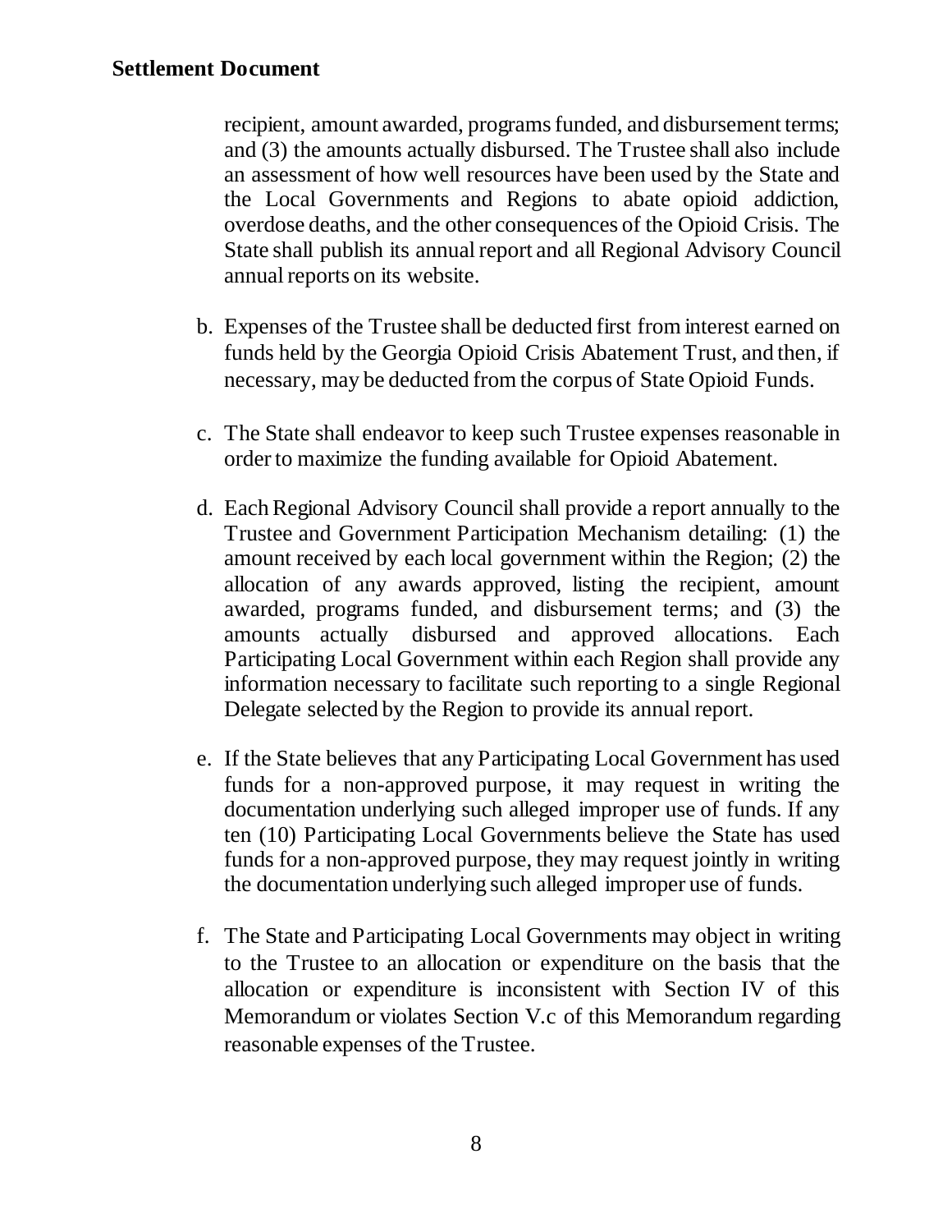recipient, amount awarded, programs funded, and disbursement terms; and (3) the amounts actually disbursed. The Trustee shall also include an assessment of how well resources have been used by the State and the Local Governments and Regions to abate opioid addiction, overdose deaths, and the other consequences of the Opioid Crisis. The State shall publish its annual report and all Regional Advisory Council annual reports on its website.

b. Expenses of the Trustee shall be deducted first from interest earned on funds held by the Georgia Opioid Crisis Abatement Trust, and then, if necessary, may be deducted from the corpus of State Opioid Funds.

c. The State shall endeavor to keep such Trustee expenses reasonable in order to maximize the funding available for Opioid Abatement.

d. Each Regional Advisory Council shall provide a report annually to the Trustee and Government Participation Mechanism detailing: (1) the amount received by each local government within the Region; (2) the allocation of any awards approved, listing the recipient, amount awarded, programs funded, and disbursement terms; and (3) the amounts actually disbursed and approved allocations. Each Participating Local Government within each Region shall provide any information necessary to facilitate such reporting to a single Regional Delegate selected by the Region to provide its annual report.

e. If the State believes that any Participating Local Government has used funds for a non-approved purpose, it may request in writing the documentation underlying such alleged improper use of funds. If any ten (10) Participating Local Governments believe the State has used funds for a non-approved purpose, they may request jointly in writing the documentation underlying such alleged improper use of funds.

f. The State and Participating Local Governments may object in writing to the Trustee to an allocation or expenditure on the basis that the allocation or expenditure is inconsistent with Section IV of this Memorandum or violates Section V.c of this Memorandum regarding reasonable expenses of the Trustee.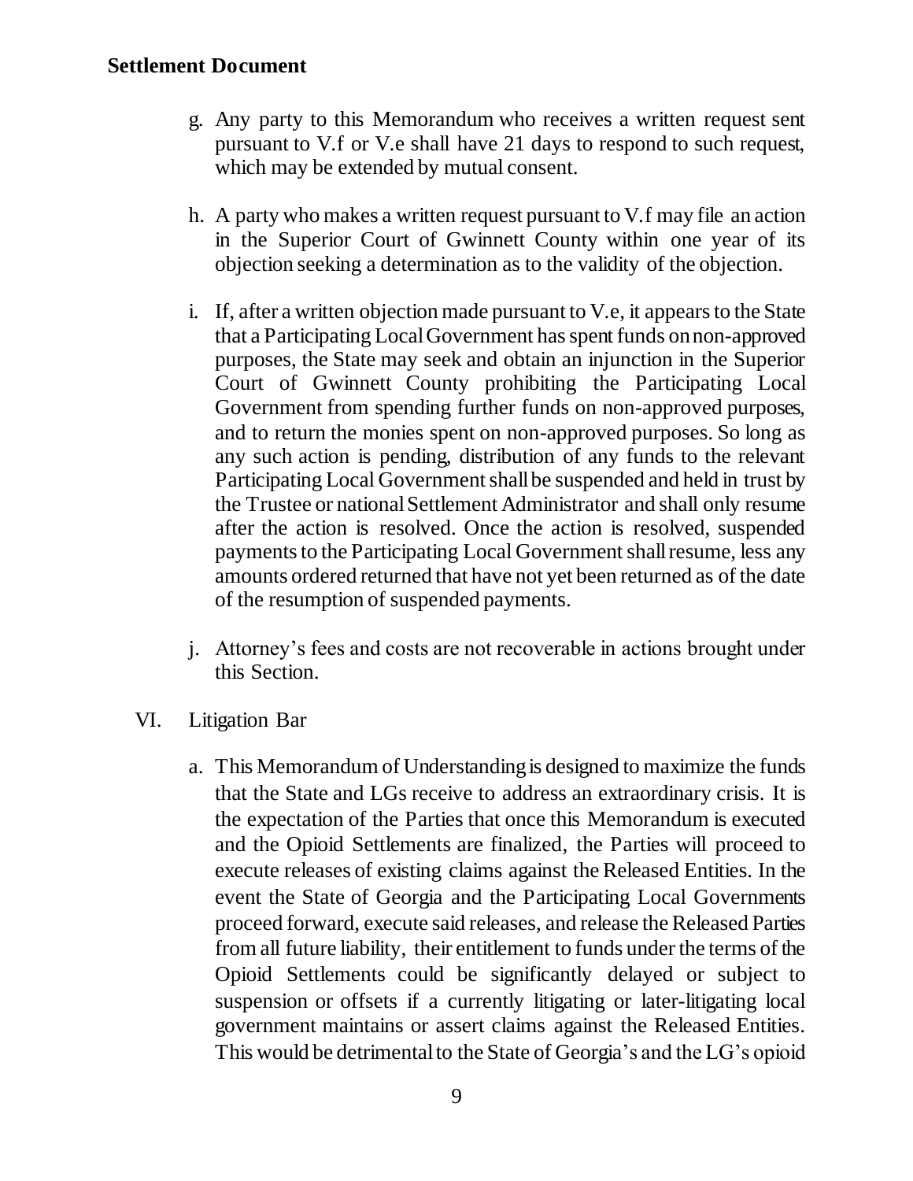g. Any party to this Memorandum who receives a written request sent pursuant to V.f or V.e shall have 21 days to respond to such request, which may be extended by mutual consent.

h. A party who makes a written request pursuant to V.f may file an action in the Superior Court of Gwinnett County within one year of its objection seeking a determination as to the validity of the objection.

i. If, after a written objection made pursuant to V.e, it appears to the State that a Participating Local Government has spent funds on non-approved purposes, the State may seek and obtain an injunction in the Superior Court of Gwinnett County prohibiting the Participating Local Government from spending further funds on non-approved purposes, and to return the monies spent on non-approved purposes. So long as any such action is pending, distribution of any funds to the relevant Participating Local Government shall be suspended and held in trust by the Trustee or national Settlement Administrator and shall only resume after the action is resolved. Once the action is resolved, suspended payments to the Participating Local Government shall resume, less any amounts ordered returned that have not yet been returned as of the date of the resumption of suspended payments.

j. Attorney's fees and costs are not recoverable in actions brought under this Section.

VI. Litigation Bar

a. This Memorandum of Understanding is designed to maximize the funds that the State and LGs receive to address an extraordinary crisis. It is the expectation of the Parties that once this Memorandum is executed and the Opioid Settlements are finalized, the Parties will proceed to execute releases of existing claims against the Released Entities. In the event the State of Georgia and the Participating Local Governments proceed forward, execute said releases, and release the Released Parties from all future liability, their entitlement to funds under the terms of the Opioid Settlements could be significantly delayed or subject to suspension or offsets if a currently litigating or later-litigating local government maintains or assert claims against the Released Entities. This would be detrimental to the State of Georgia's and the LG's opioid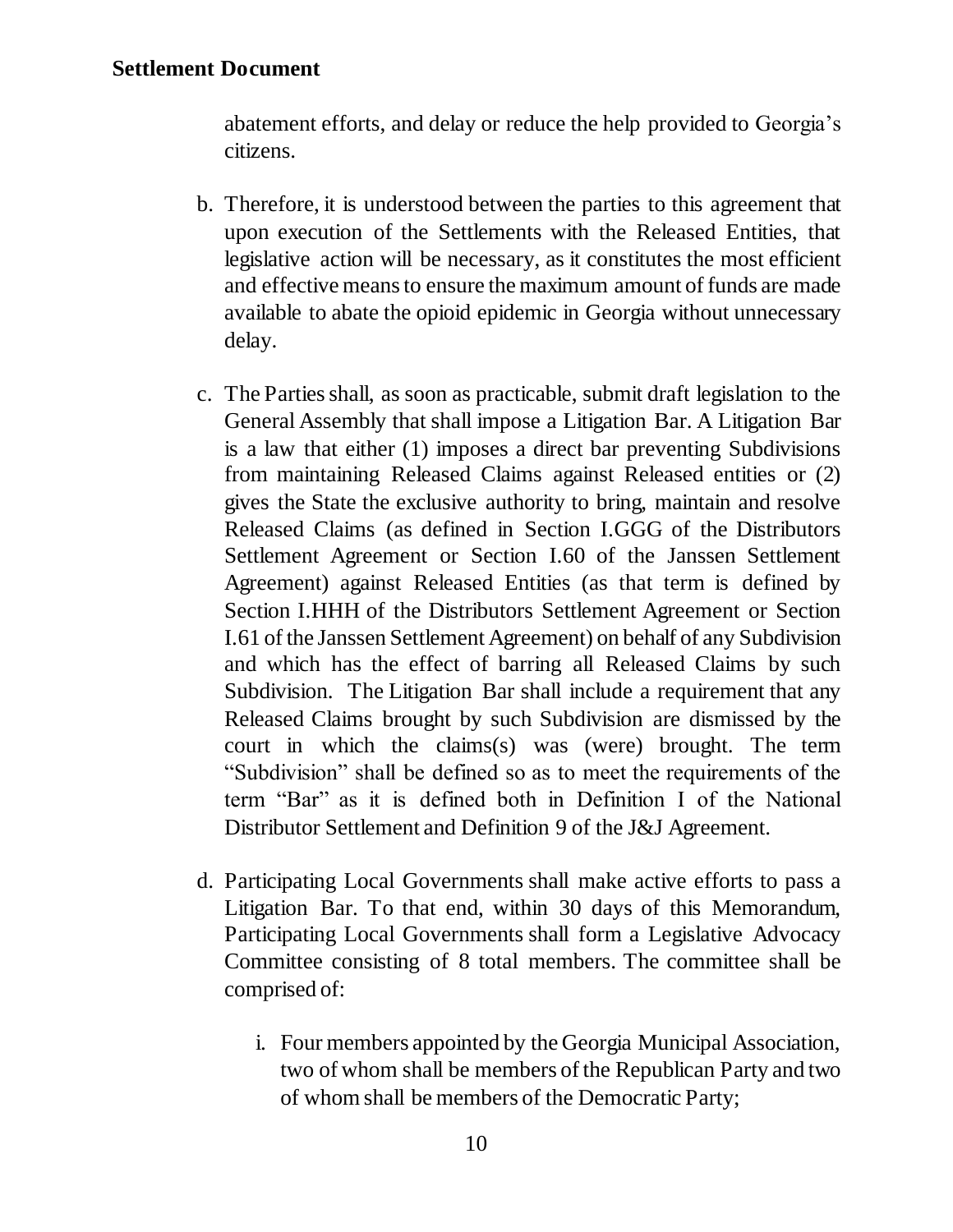abatement efforts, and delay or reduce the help provided to Georgia's citizens.

b. Therefore, it is understood between the parties to this agreement that upon execution of the Settlements with the Released Entities, that legislative action will be necessary, as it constitutes the most efficient and effective means to ensure the maximum amount of funds are made available to abate the opioid epidemic in Georgia without unnecessary delay.

c. The Parties shall, as soon as practicable, submit draft legislation to the General Assembly that shall impose a Litigation Bar. A Litigation Bar is a law that either (1) imposes a direct bar preventing Subdivisions from maintaining Released Claims against Released entities or (2) gives the State the exclusive authority to bring, maintain and resolve Released Claims (as defined in Section I.GGG of the Distributors Settlement Agreement or Section I.60 of the Janssen Settlement Agreement) against Released Entities (as that term is defined by Section I.HHH of the Distributors Settlement Agreement or Section I.61 of the Janssen Settlement Agreement) on behalf of any Subdivision and which has the effect of barring all Released Claims by such Subdivision. The Litigation Bar shall include a requirement that any Released Claims brought by such Subdivision are dismissed by the court in which the claims(s) was (were) brought. The term "Subdivision" shall be defined so as to meet the requirements of the term "Bar" as it is defined both in Definition I of the National Distributor Settlement and Definition 9 of the J&J Agreement.

d. Participating Local Governments shall make active efforts to pass a Litigation Bar. To that end, within 30 days of this Memorandum, Participating Local Governments shall form a Legislative Advocacy Committee consisting of 8 total members. The committee shall be comprised of:

   i. Four members appointed by the Georgia Municipal Association, two of whom shall be members of the Republican Party and two of whom shall be members of the Democratic Party;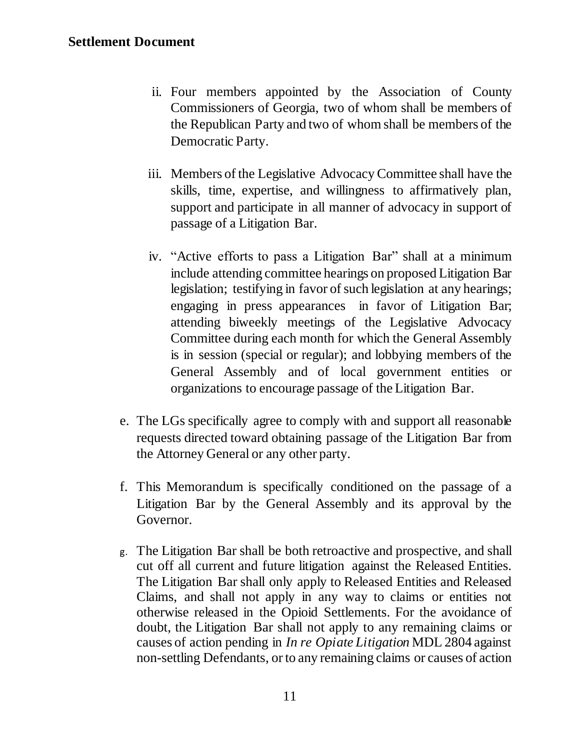ii. Four members appointed by the Association of County Commissioners of Georgia, two of whom shall be members of the Republican Party and two of whom shall be members of the Democratic Party.

iii. Members of the Legislative Advocacy Committee shall have the skills, time, expertise, and willingness to affirmatively plan, support and participate in all manner of advocacy in support of passage of a Litigation Bar.

iv. "Active efforts to pass a Litigation Bar" shall at a minimum include attending committee hearings on proposed Litigation Bar legislation; testifying in favor of such legislation at any hearings; engaging in press appearances in favor of Litigation Bar; attending biweekly meetings of the Legislative Advocacy Committee during each month for which the General Assembly is in session (special or regular); and lobbying members of the General Assembly and of local government entities or organizations to encourage passage of the Litigation Bar.

e. The LGs specifically agree to comply with and support all reasonable requests directed toward obtaining passage of the Litigation Bar from the Attorney General or any other party.

f. This Memorandum is specifically conditioned on the passage of a Litigation Bar by the General Assembly and its approval by the Governor.

g. The Litigation Bar shall be both retroactive and prospective, and shall cut off all current and future litigation against the Released Entities. The Litigation Bar shall only apply to Released Entities and Released Claims, and shall not apply in any way to claims or entities not otherwise released in the Opioid Settlements. For the avoidance of doubt, the Litigation Bar shall not apply to any remaining claims or causes of action pending in *In re Opiate Litigation* MDL 2804 against non-settling Defendants, or to any remaining claims or causes of action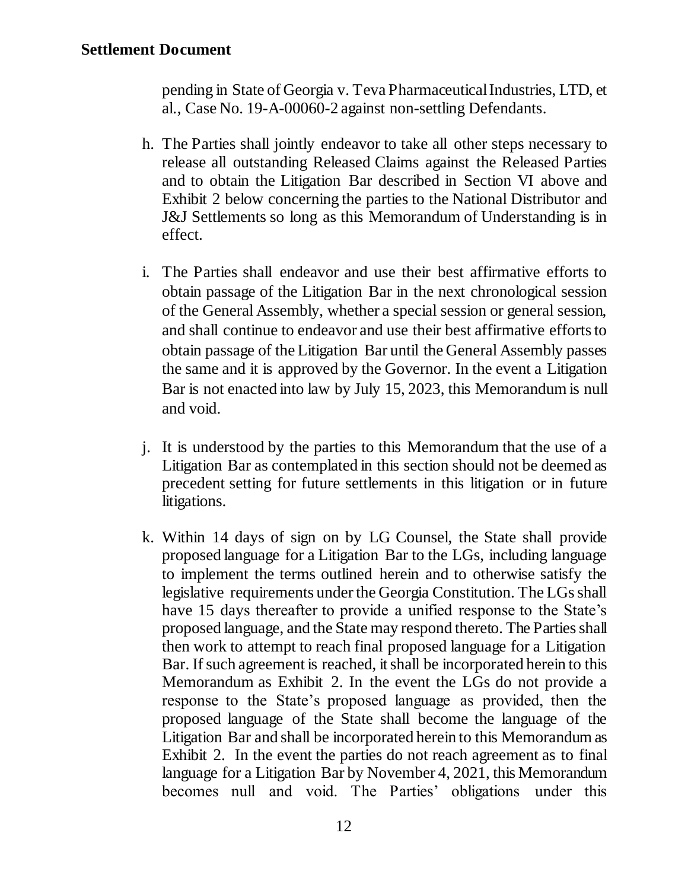pending in State of Georgia v. Teva Pharmaceutical Industries, LTD, et al., Case No. 19-A-00060-2 against non-settling Defendants.

h. The Parties shall jointly endeavor to take all other steps necessary to release all outstanding Released Claims against the Released Parties and to obtain the Litigation Bar described in Section VI above and Exhibit 2 below concerning the parties to the National Distributor and J&J Settlements so long as this Memorandum of Understanding is in effect.

i. The Parties shall endeavor and use their best affirmative efforts to obtain passage of the Litigation Bar in the next chronological session of the General Assembly, whether a special session or general session, and shall continue to endeavor and use their best affirmative efforts to obtain passage of the Litigation Bar until the General Assembly passes the same and it is approved by the Governor. In the event a Litigation Bar is not enacted into law by July 15, 2023, this Memorandum is null and void.

j. It is understood by the parties to this Memorandum that the use of a Litigation Bar as contemplated in this section should not be deemed as precedent setting for future settlements in this litigation or in future litigations.

k. Within 14 days of sign on by LG Counsel, the State shall provide proposed language for a Litigation Bar to the LGs, including language to implement the terms outlined herein and to otherwise satisfy the legislative requirements under the Georgia Constitution. The LGs shall have 15 days thereafter to provide a unified response to the State's proposed language, and the State may respond thereto. The Parties shall then work to attempt to reach final proposed language for a Litigation Bar. If such agreement is reached, it shall be incorporated herein to this Memorandum as Exhibit 2. In the event the LGs do not provide a response to the State's proposed language as provided, then the proposed language of the State shall become the language of the Litigation Bar and shall be incorporated herein to this Memorandum as Exhibit 2. In the event the parties do not reach agreement as to final language for a Litigation Bar by November 4, 2021, this Memorandum becomes null and void. The Parties' obligations under this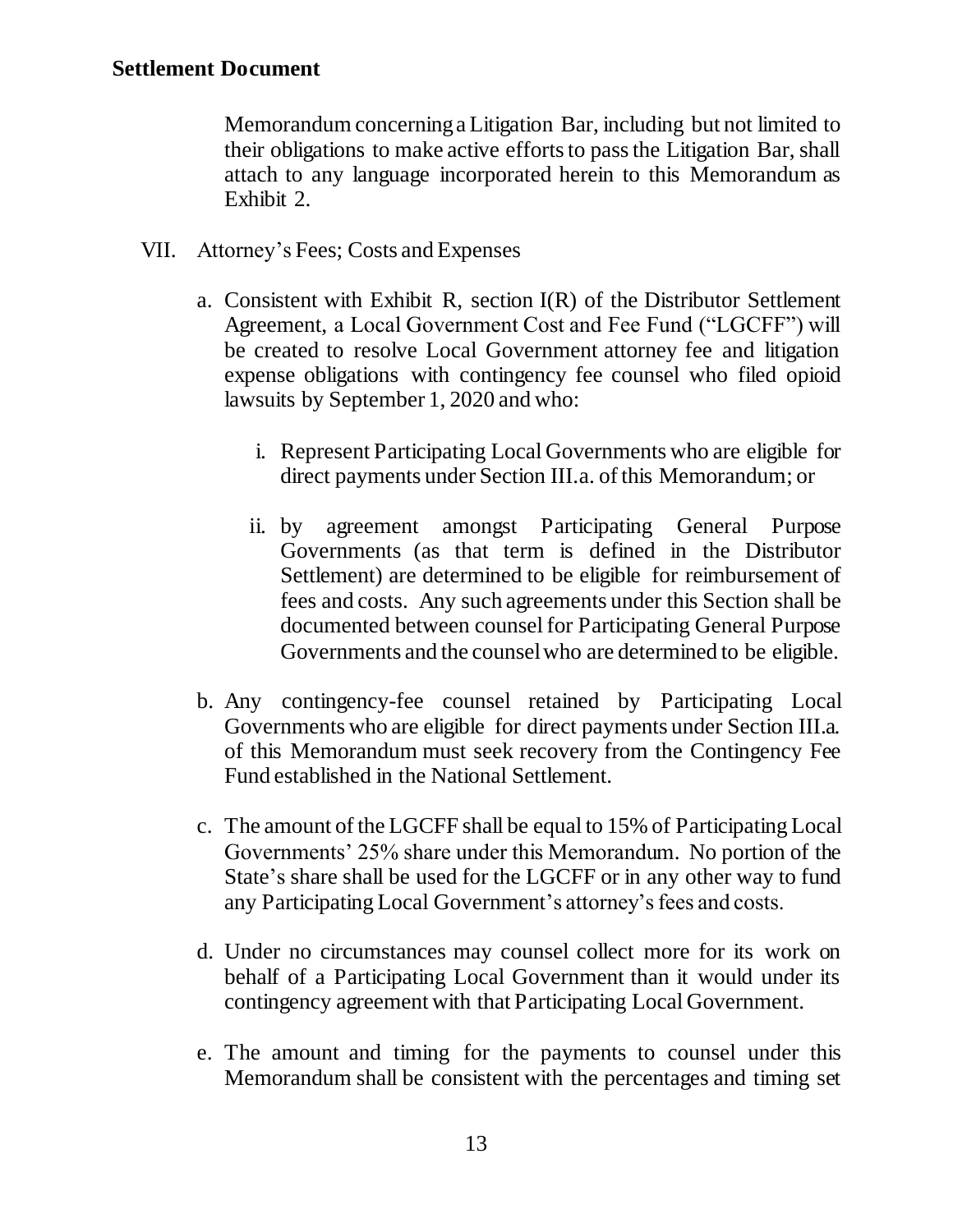Memorandum concerning a Litigation Bar, including but not limited to their obligations to make active efforts to pass the Litigation Bar, shall attach to any language incorporated herein to this Memorandum as Exhibit 2.

VII. Attorney's Fees; Costs and Expenses

a. Consistent with Exhibit R, section I(R) of the Distributor Settlement Agreement, a Local Government Cost and Fee Fund ("LGCFF") will be created to resolve Local Government attorney fee and litigation expense obligations with contingency fee counsel who filed opioid lawsuits by September 1, 2020 and who:

   i. Represent Participating Local Governments who are eligible for direct payments under Section III.a. of this Memorandum; or

   ii. by agreement amongst Participating General Purpose Governments (as that term is defined in the Distributor Settlement) are determined to be eligible for reimbursement of fees and costs. Any such agreements under this Section shall be documented between counsel for Participating General Purpose Governments and the counsel who are determined to be eligible.

b. Any contingency-fee counsel retained by Participating Local Governments who are eligible for direct payments under Section III.a. of this Memorandum must seek recovery from the Contingency Fee Fund established in the National Settlement.

c. The amount of the LGCFF shall be equal to 15% of Participating Local Governments' 25% share under this Memorandum. No portion of the State's share shall be used for the LGCFF or in any other way to fund any Participating Local Government's attorney's fees and costs.

d. Under no circumstances may counsel collect more for its work on behalf of a Participating Local Government than it would under its contingency agreement with that Participating Local Government.

e. The amount and timing for the payments to counsel under this Memorandum shall be consistent with the percentages and timing set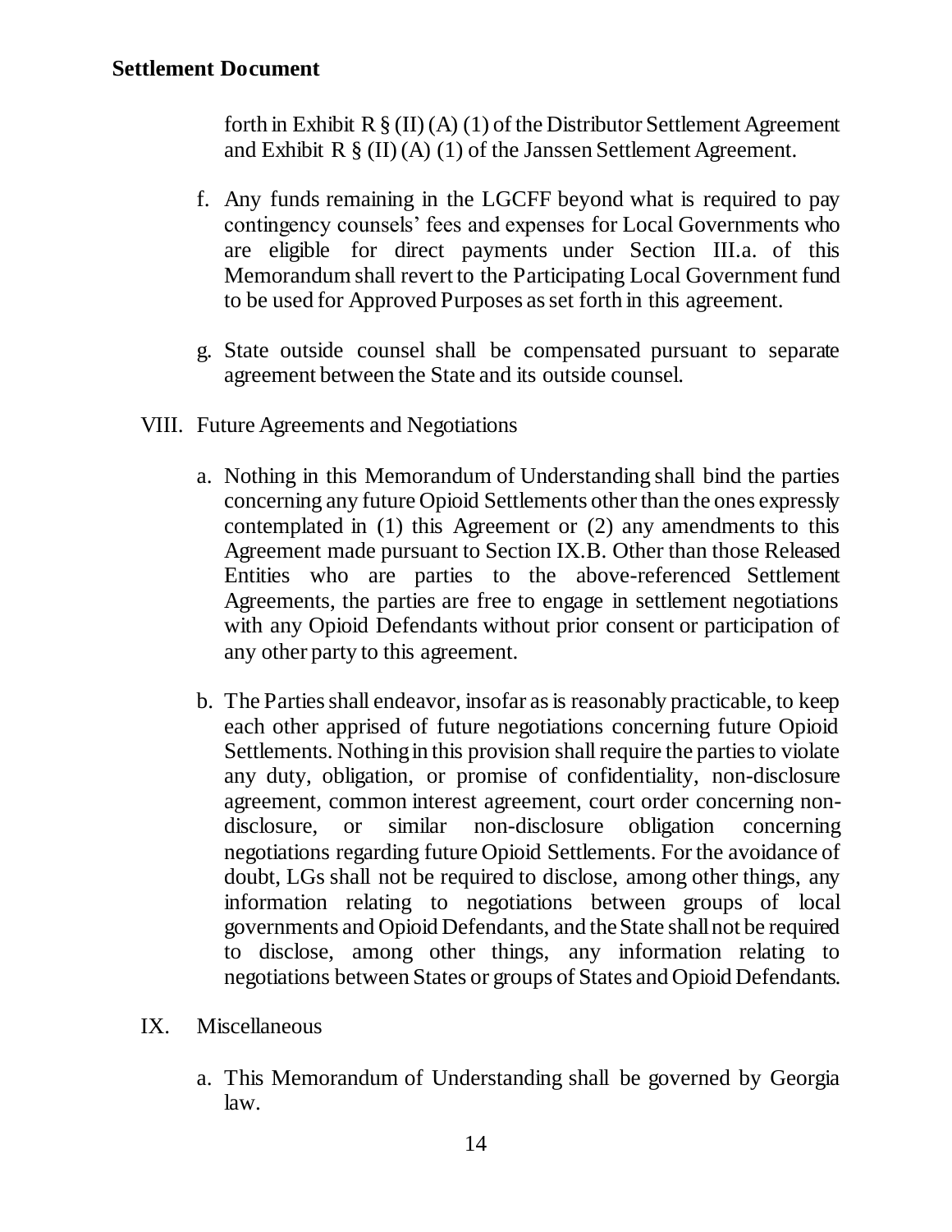forth in Exhibit R § (II) (A) (1) of the Distributor Settlement Agreement and Exhibit R § (II) (A) (1) of the Janssen Settlement Agreement.

f. Any funds remaining in the LGCFF beyond what is required to pay contingency counsels' fees and expenses for Local Governments who are eligible for direct payments under Section III.a. of this Memorandum shall revert to the Participating Local Government fund to be used for Approved Purposes as set forth in this agreement.

g. State outside counsel shall be compensated pursuant to separate agreement between the State and its outside counsel.

VIII. Future Agreements and Negotiations

a. Nothing in this Memorandum of Understanding shall bind the parties concerning any future Opioid Settlements other than the ones expressly contemplated in (1) this Agreement or (2) any amendments to this Agreement made pursuant to Section IX.B. Other than those Released Entities who are parties to the above-referenced Settlement Agreements, the parties are free to engage in settlement negotiations with any Opioid Defendants without prior consent or participation of any other party to this agreement.

b. The Parties shall endeavor, insofar as is reasonably practicable, to keep each other apprised of future negotiations concerning future Opioid Settlements. Nothing in this provision shall require the parties to violate any duty, obligation, or promise of confidentiality, non-disclosure agreement, common interest agreement, court order concerning non-disclosure, or similar non-disclosure obligation concerning negotiations regarding future Opioid Settlements. For the avoidance of doubt, LGs shall not be required to disclose, among other things, any information relating to negotiations between groups of local governments and Opioid Defendants, and the State shall not be required to disclose, among other things, any information relating to negotiations between States or groups of States and Opioid Defendants.

IX. Miscellaneous

a. This Memorandum of Understanding shall be governed by Georgia law.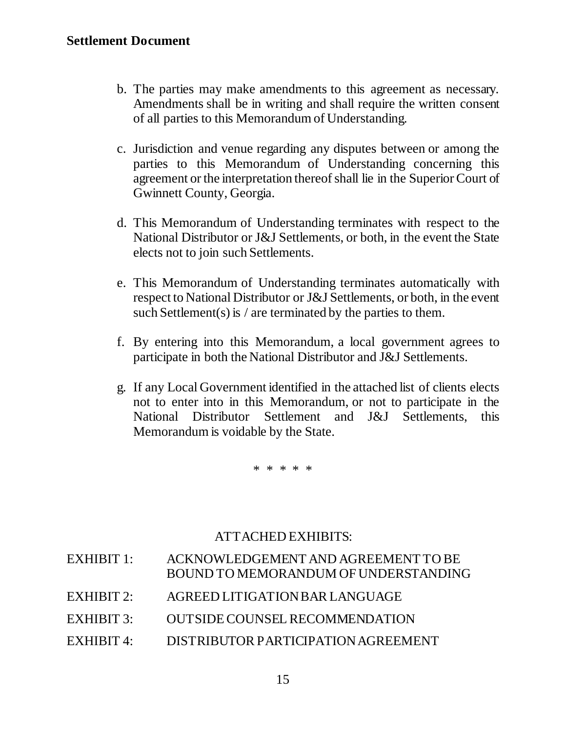b. The parties may make amendments to this agreement as necessary. Amendments shall be in writing and shall require the written consent of all parties to this Memorandum of Understanding.

c. Jurisdiction and venue regarding any disputes between or among the parties to this Memorandum of Understanding concerning this agreement or the interpretation thereof shall lie in the Superior Court of Gwinnett County, Georgia.

d. This Memorandum of Understanding terminates with respect to the National Distributor or J&J Settlements, or both, in the event the State elects not to join such Settlements.

e. This Memorandum of Understanding terminates automatically with respect to National Distributor or J&J Settlements, or both, in the event such Settlement(s) is / are terminated by the parties to them.

f. By entering into this Memorandum, a local government agrees to participate in both the National Distributor and J&J Settlements.

g. If any Local Government identified in the attached list of clients elects not to enter into in this Memorandum, or not to participate in the National Distributor Settlement and J&J Settlements, this Memorandum is voidable by the State.

\* \* \* \* \*

ATTACHED EXHIBITS:

EXHIBIT 1: ACKNOWLEDGEMENT AND AGREEMENT TO BE BOUND TO MEMORANDUM OF UNDERSTANDING

EXHIBIT 2: AGREED LITIGATION BAR LANGUAGE

EXHIBIT 3: OUTSIDE COUNSEL RECOMMENDATION

EXHIBIT 4: DISTRIBUTOR PARTICIPATION AGREEMENT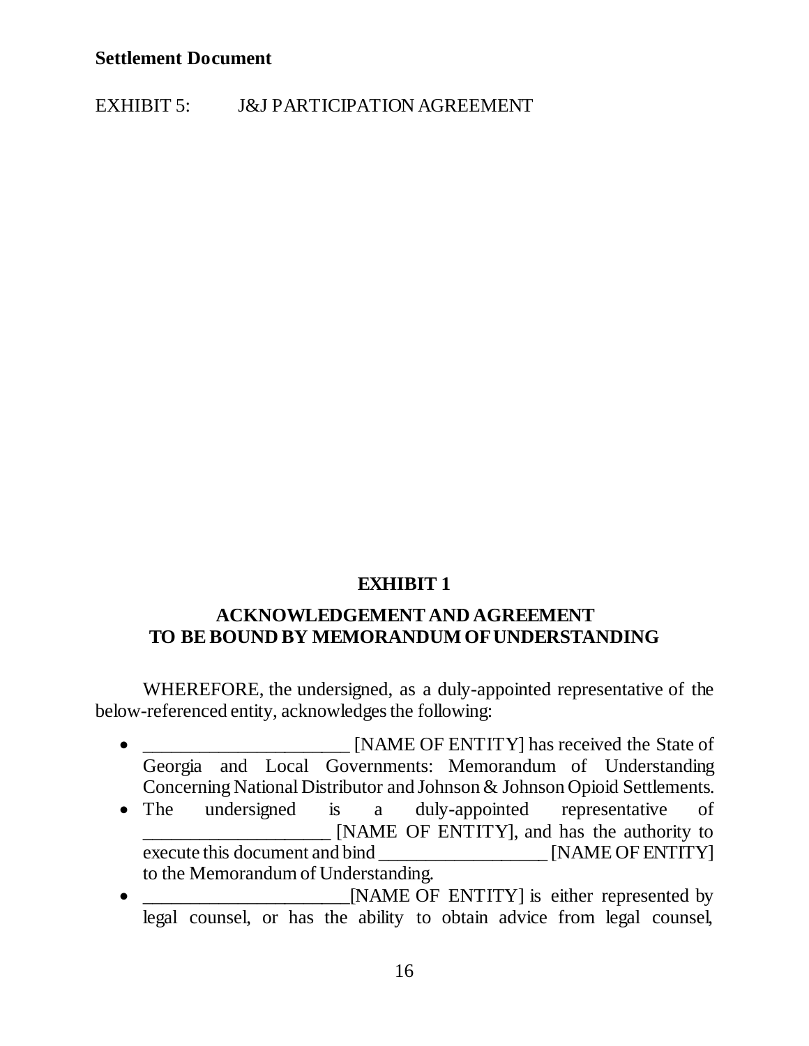**Settlement Document**

EXHIBIT 5: J&J PARTICIPATION AGREEMENT

**EXHIBIT 1**

**ACKNOWLEDGEMENT AND AGREEMENT TO BE BOUND BY MEMORANDUM OF UNDERSTANDING**

WHEREFORE, the undersigned, as a duly-appointed representative of the below-referenced entity, acknowledges the following:

- ______________________ [NAME OF ENTITY] has received the State of Georgia and Local Governments: Memorandum of Understanding Concerning National Distributor and Johnson & Johnson Opioid Settlements.
- The undersigned is a duly-appointed representative of ____________________ [NAME OF ENTITY], and has the authority to execute this document and bind __________________ [NAME OF ENTITY] to the Memorandum of Understanding.
- ______________________[NAME OF ENTITY] is either represented by legal counsel, or has the ability to obtain advice from legal counsel,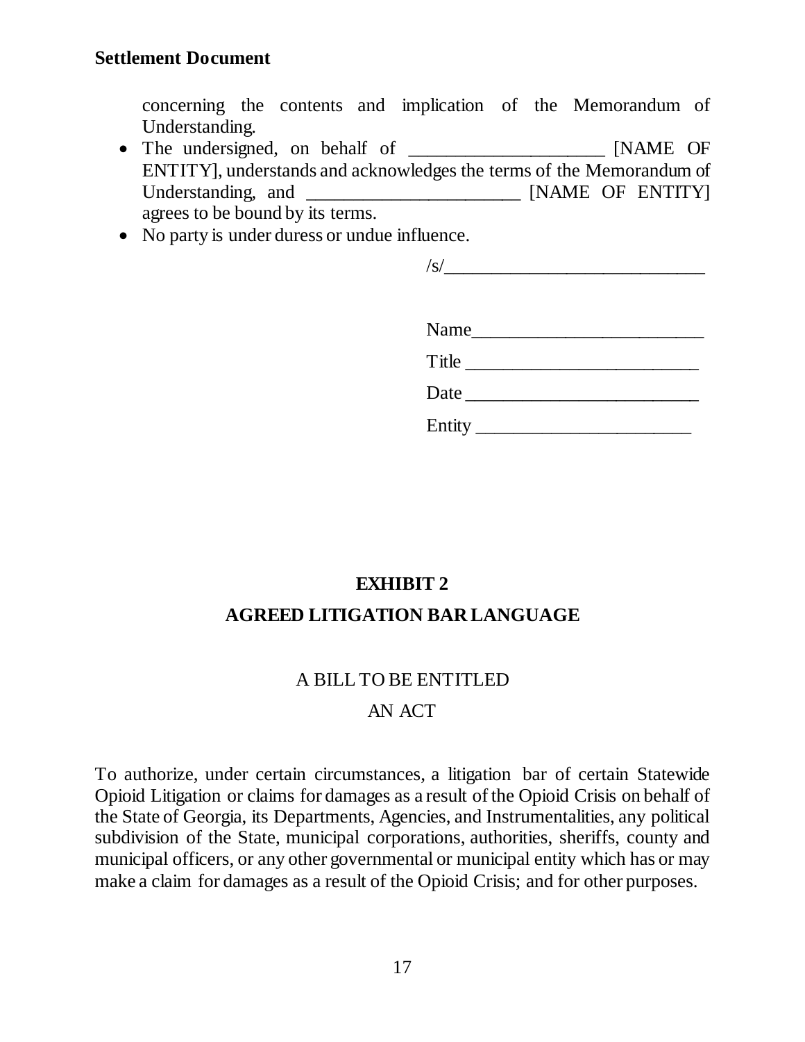concerning the contents and implication of the Memorandum of Understanding.

- The undersigned, on behalf of ____________________ [NAME OF ENTITY], understands and acknowledges the terms of the Memorandum of Understanding, and ______________________ [NAME OF ENTITY] agrees to be bound by its terms.
- No party is under duress or undue influence.

/s/____________________________

Name_________________________

Title _________________________

Date _________________________

Entity _______________________

## EXHIBIT 2

## AGREED LITIGATION BAR LANGUAGE

A BILL TO BE ENTITLED

AN ACT

To authorize, under certain circumstances, a litigation bar of certain Statewide Opioid Litigation or claims for damages as a result of the Opioid Crisis on behalf of the State of Georgia, its Departments, Agencies, and Instrumentalities, any political subdivision of the State, municipal corporations, authorities, sheriffs, county and municipal officers, or any other governmental or municipal entity which has or may make a claim for damages as a result of the Opioid Crisis; and for other purposes.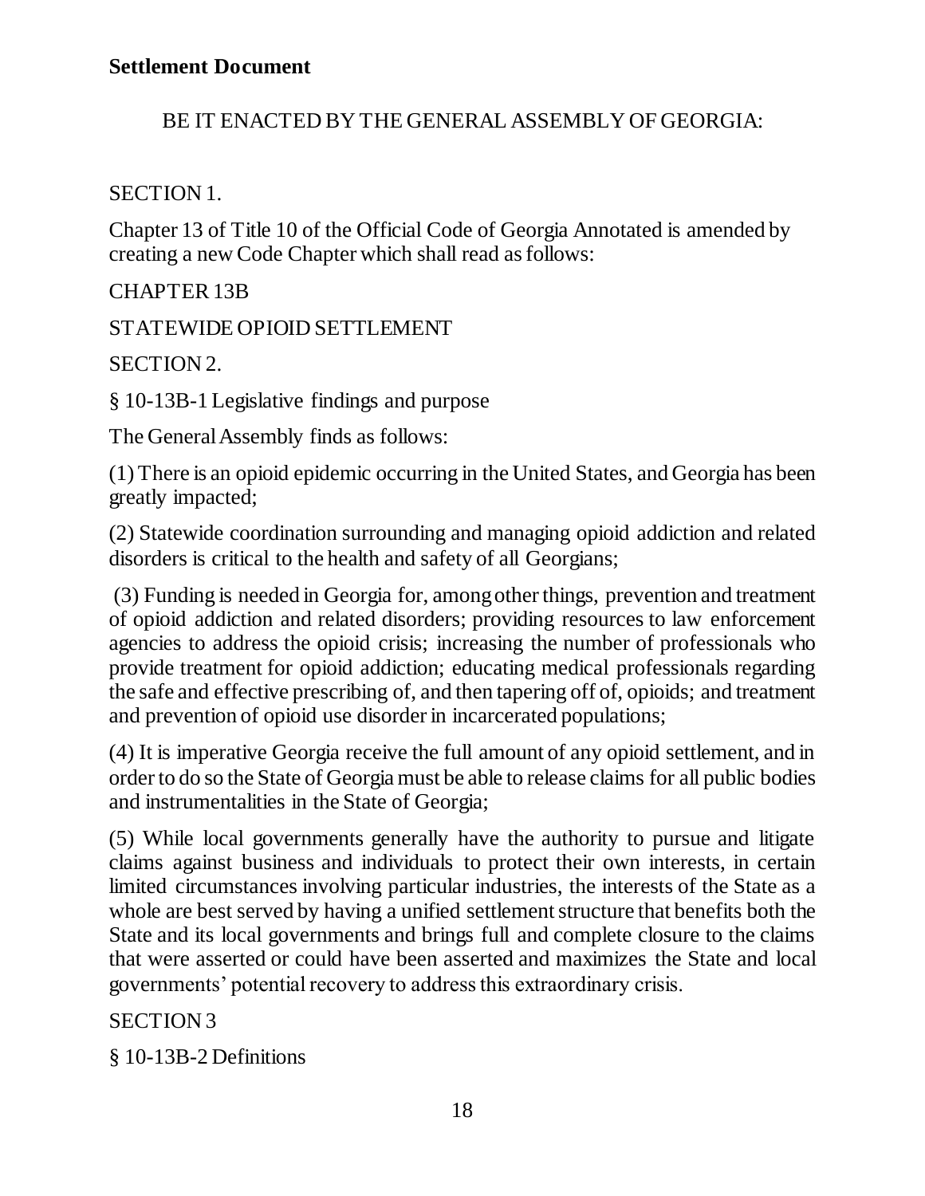**Settlement Document**

BE IT ENACTED BY THE GENERAL ASSEMBLY OF GEORGIA:

SECTION 1.

Chapter 13 of Title 10 of the Official Code of Georgia Annotated is amended by creating a new Code Chapter which shall read as follows:

CHAPTER 13B

STATEWIDE OPIOID SETTLEMENT

SECTION 2.

§ 10-13B-1 Legislative findings and purpose

The General Assembly finds as follows:

(1) There is an opioid epidemic occurring in the United States, and Georgia has been greatly impacted;

(2) Statewide coordination surrounding and managing opioid addiction and related disorders is critical to the health and safety of all Georgians;

(3) Funding is needed in Georgia for, among other things, prevention and treatment of opioid addiction and related disorders; providing resources to law enforcement agencies to address the opioid crisis; increasing the number of professionals who provide treatment for opioid addiction; educating medical professionals regarding the safe and effective prescribing of, and then tapering off of, opioids; and treatment and prevention of opioid use disorder in incarcerated populations;

(4) It is imperative Georgia receive the full amount of any opioid settlement, and in order to do so the State of Georgia must be able to release claims for all public bodies and instrumentalities in the State of Georgia;

(5) While local governments generally have the authority to pursue and litigate claims against business and individuals to protect their own interests, in certain limited circumstances involving particular industries, the interests of the State as a whole are best served by having a unified settlement structure that benefits both the State and its local governments and brings full and complete closure to the claims that were asserted or could have been asserted and maximizes the State and local governments' potential recovery to address this extraordinary crisis.

SECTION 3

§ 10-13B-2 Definitions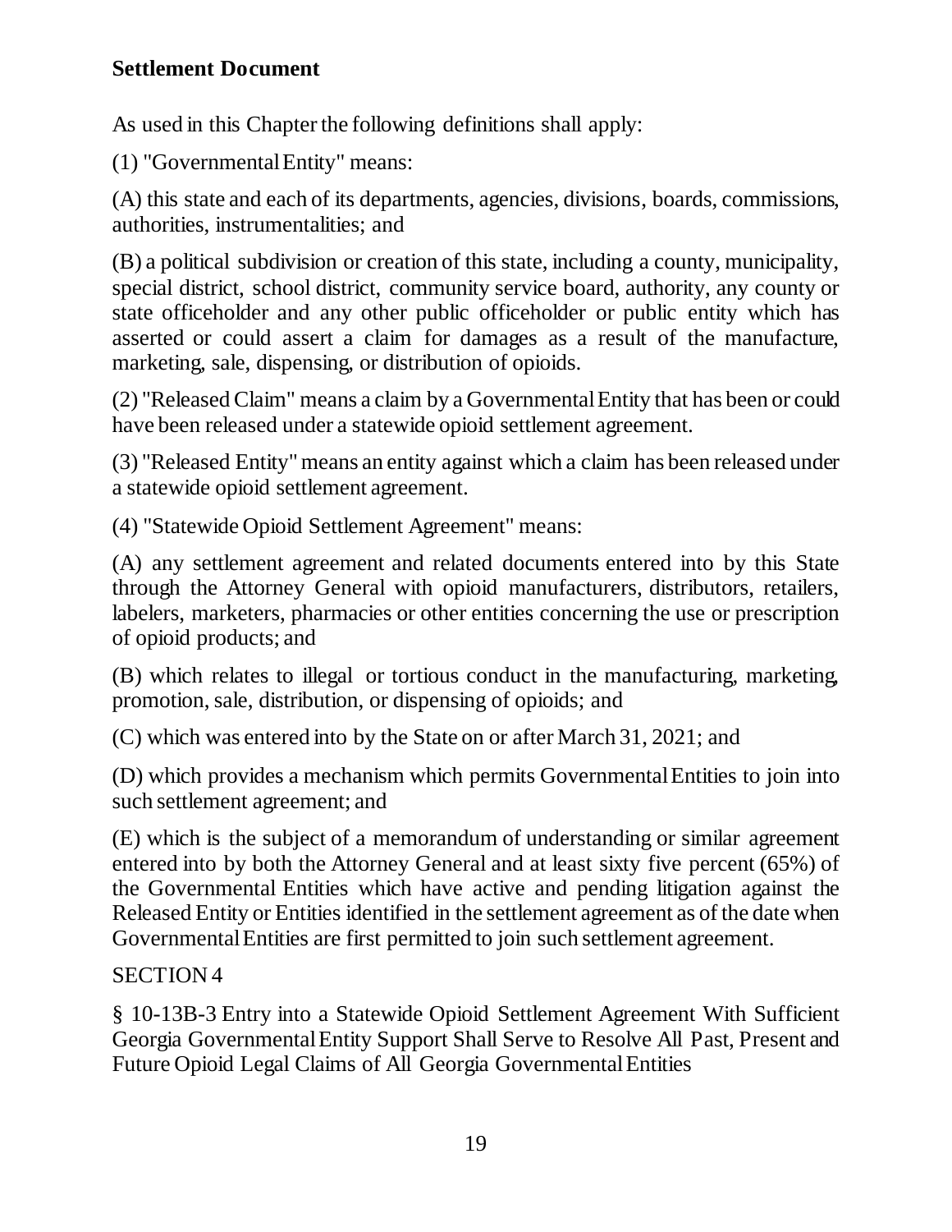**Settlement Document**

As used in this Chapter the following definitions shall apply:

(1) "Governmental Entity" means:

(A) this state and each of its departments, agencies, divisions, boards, commissions, authorities, instrumentalities; and

(B) a political subdivision or creation of this state, including a county, municipality, special district, school district, community service board, authority, any county or state officeholder and any other public officeholder or public entity which has asserted or could assert a claim for damages as a result of the manufacture, marketing, sale, dispensing, or distribution of opioids.

(2) "Released Claim" means a claim by a Governmental Entity that has been or could have been released under a statewide opioid settlement agreement.

(3) "Released Entity" means an entity against which a claim has been released under a statewide opioid settlement agreement.

(4) "Statewide Opioid Settlement Agreement" means:

(A) any settlement agreement and related documents entered into by this State through the Attorney General with opioid manufacturers, distributors, retailers, labelers, marketers, pharmacies or other entities concerning the use or prescription of opioid products; and

(B) which relates to illegal or tortious conduct in the manufacturing, marketing, promotion, sale, distribution, or dispensing of opioids; and

(C) which was entered into by the State on or after March 31, 2021; and

(D) which provides a mechanism which permits Governmental Entities to join into such settlement agreement; and

(E) which is the subject of a memorandum of understanding or similar agreement entered into by both the Attorney General and at least sixty five percent (65%) of the Governmental Entities which have active and pending litigation against the Released Entity or Entities identified in the settlement agreement as of the date when Governmental Entities are first permitted to join such settlement agreement.

SECTION 4

§ 10-13B-3 Entry into a Statewide Opioid Settlement Agreement With Sufficient Georgia Governmental Entity Support Shall Serve to Resolve All Past, Present and Future Opioid Legal Claims of All Georgia Governmental Entities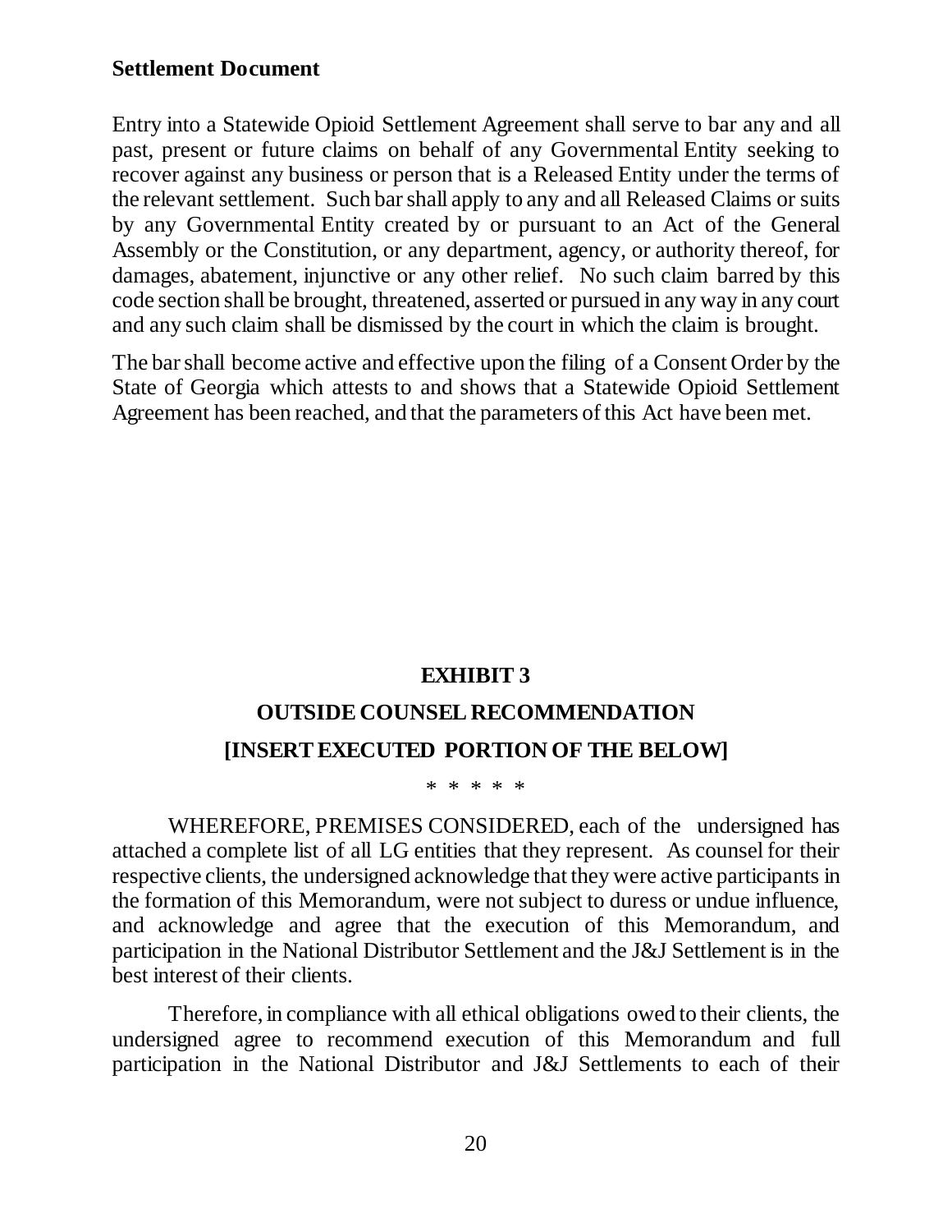**Settlement Document**

Entry into a Statewide Opioid Settlement Agreement shall serve to bar any and all past, present or future claims on behalf of any Governmental Entity seeking to recover against any business or person that is a Released Entity under the terms of the relevant settlement. Such bar shall apply to any and all Released Claims or suits by any Governmental Entity created by or pursuant to an Act of the General Assembly or the Constitution, or any department, agency, or authority thereof, for damages, abatement, injunctive or any other relief. No such claim barred by this code section shall be brought, threatened, asserted or pursued in any way in any court and any such claim shall be dismissed by the court in which the claim is brought.

The bar shall become active and effective upon the filing of a Consent Order by the State of Georgia which attests to and shows that a Statewide Opioid Settlement Agreement has been reached, and that the parameters of this Act have been met.

## EXHIBIT 3

## OUTSIDE COUNSEL RECOMMENDATION

## [INSERT EXECUTED PORTION OF THE BELOW]

\* \* \* \* \*

WHEREFORE, PREMISES CONSIDERED, each of the undersigned has attached a complete list of all LG entities that they represent. As counsel for their respective clients, the undersigned acknowledge that they were active participants in the formation of this Memorandum, were not subject to duress or undue influence, and acknowledge and agree that the execution of this Memorandum, and participation in the National Distributor Settlement and the J&J Settlement is in the best interest of their clients.

Therefore, in compliance with all ethical obligations owed to their clients, the undersigned agree to recommend execution of this Memorandum and full participation in the National Distributor and J&J Settlements to each of their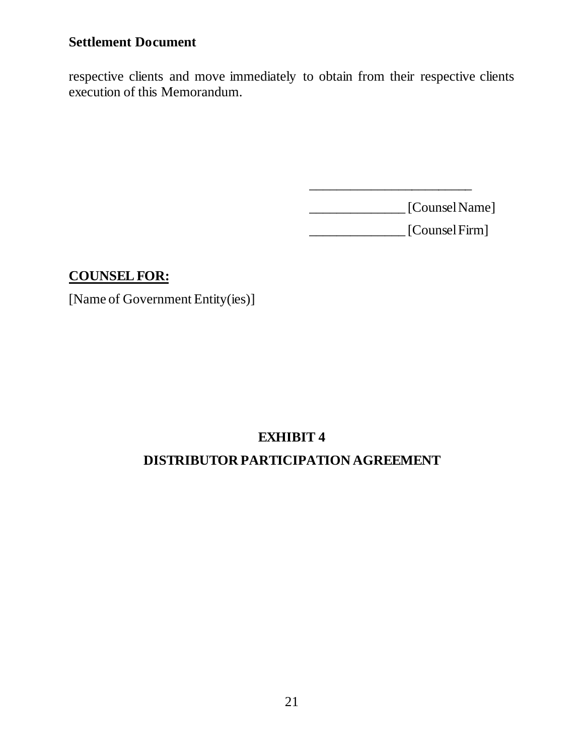respective clients and move immediately to obtain from their respective clients execution of this Memorandum.

\_\_\_\_\_\_\_\_\_\_\_\_\_\_\_\_\_\_\_\_\_\_\_\_\_

\_\_\_\_\_\_\_\_\_\_\_\_\_\_\_ [Counsel Name]

\_\_\_\_\_\_\_\_\_\_\_\_\_\_\_ [Counsel Firm]

**<u>COUNSEL FOR:</u>**

[Name of Government Entity(ies)]

## EXHIBIT 4

## DISTRIBUTOR PARTICIPATION AGREEMENT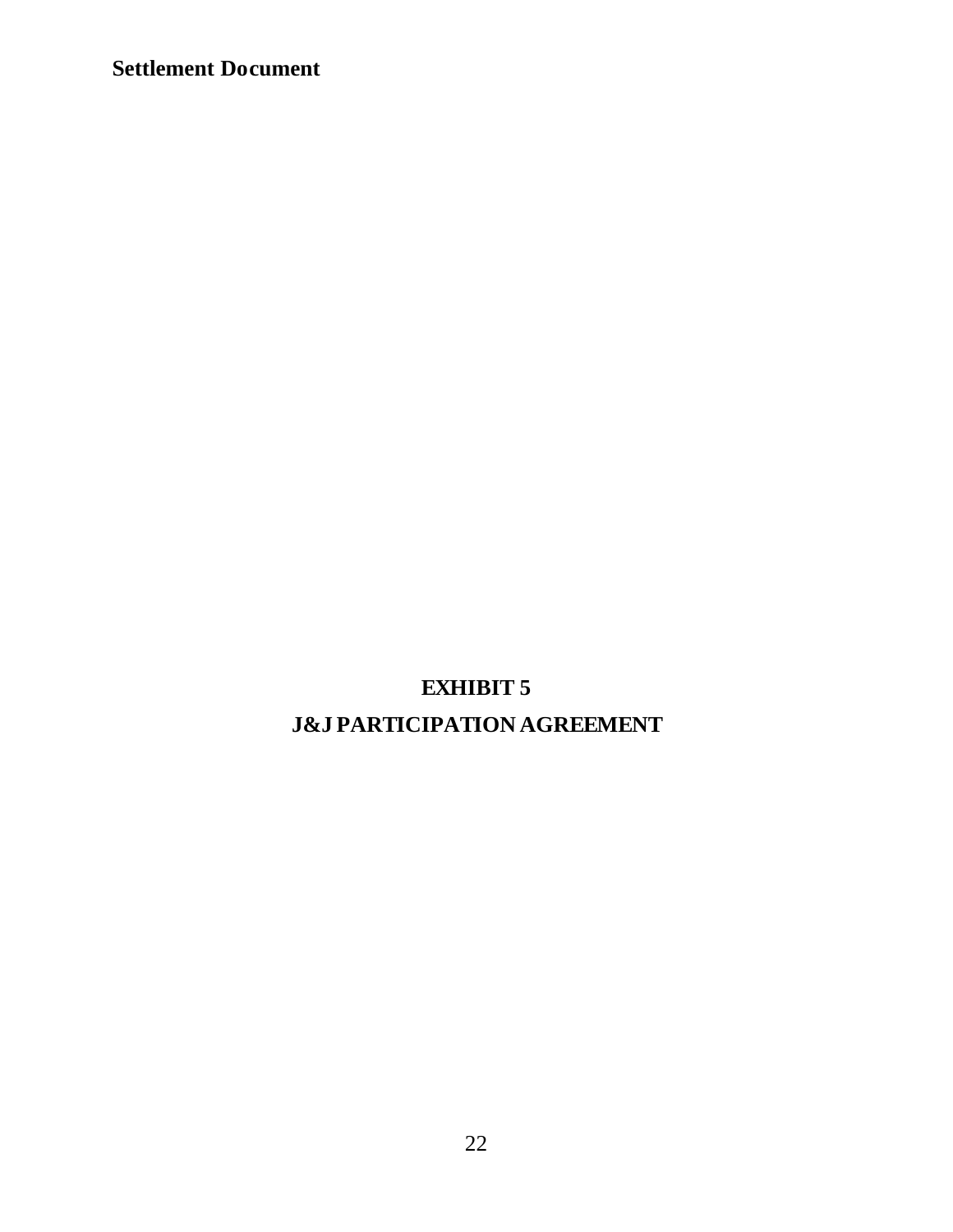**Settlement Document**

# EXHIBIT 5

# J&J PARTICIPATION AGREEMENT